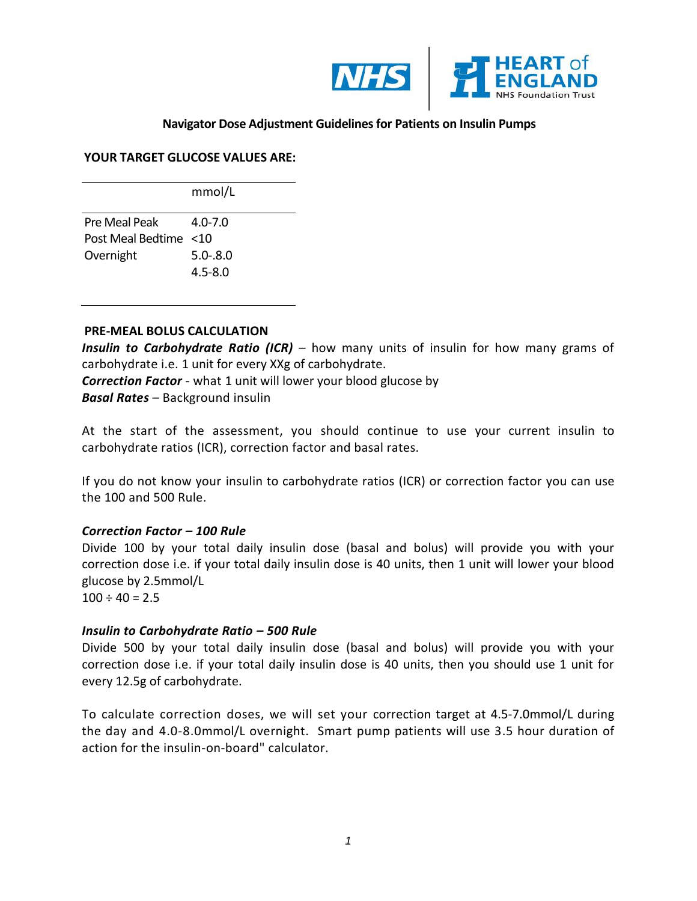**Navigator Dose Adjustment Guidelines for Patients on Insulin Pumps**

**YOUR TARGET GLUCOSE VALUES ARE:**

| | mmol/L |
|---|---|
| Pre Meal Peak | 4.0-7.0 |
| Post Meal Bedtime | <10 |
| Overnight | 5.0-.8.0 |
| | 4.5-8.0 |

**PRE-MEAL BOLUS CALCULATION**

***Insulin to Carbohydrate Ratio (ICR)*** – how many units of insulin for how many grams of carbohydrate i.e. 1 unit for every XXg of carbohydrate.
***Correction Factor*** - what 1 unit will lower your blood glucose by
***Basal Rates*** – Background insulin

At the start of the assessment, you should continue to use your current insulin to carbohydrate ratios (ICR), correction factor and basal rates.

If you do not know your insulin to carbohydrate ratios (ICR) or correction factor you can use the 100 and 500 Rule.

***Correction Factor – 100 Rule***

Divide 100 by your total daily insulin dose (basal and bolus) will provide you with your correction dose i.e. if your total daily insulin dose is 40 units, then 1 unit will lower your blood glucose by 2.5mmol/L
$100 \div 40 = 2.5$

***Insulin to Carbohydrate Ratio – 500 Rule***

Divide 500 by your total daily insulin dose (basal and bolus) will provide you with your correction dose i.e. if your total daily insulin dose is 40 units, then you should use 1 unit for every 12.5g of carbohydrate.

To calculate correction doses, we will set your correction target at 4.5-7.0mmol/L during the day and 4.0-8.0mmol/L overnight. Smart pump patients will use 3.5 hour duration of action for the insulin-on-board" calculator.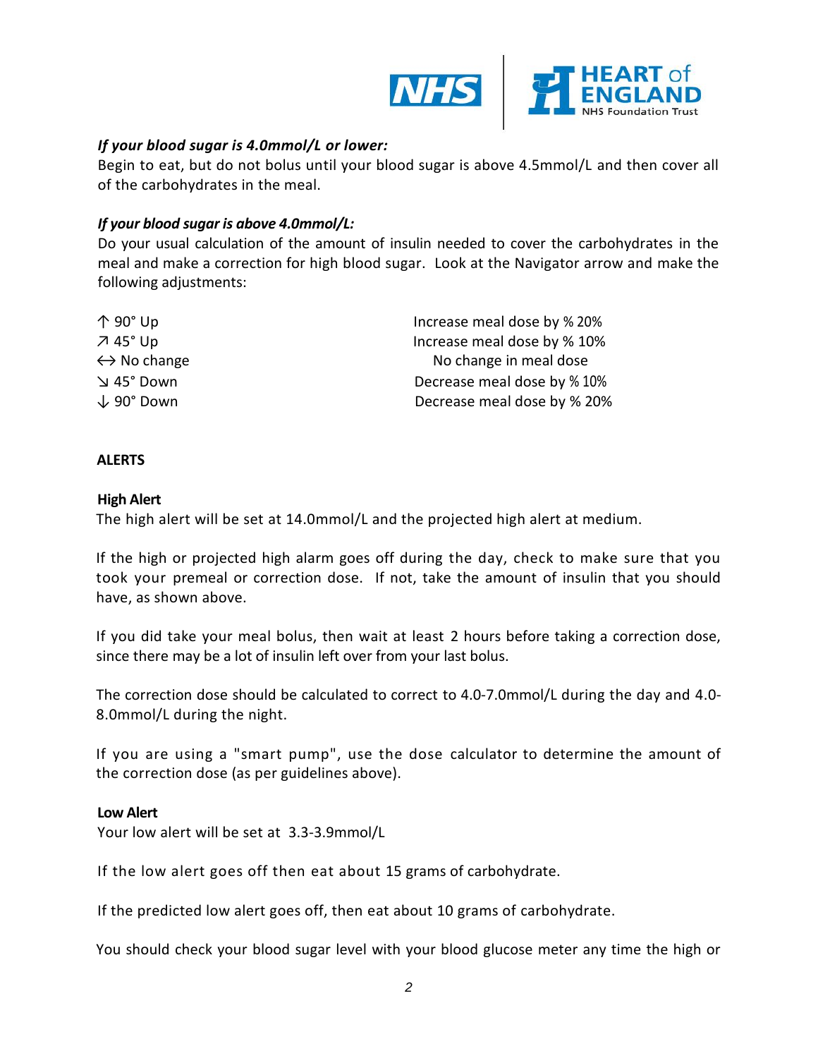*If your blood sugar is 4.0mmol/L or lower:*
Begin to eat, but do not bolus until your blood sugar is above 4.5mmol/L and then cover all of the carbohydrates in the meal.

*If your blood sugar is above 4.0mmol/L:*
Do your usual calculation of the amount of insulin needed to cover the carbohydrates in the meal and make a correction for high blood sugar. Look at the Navigator arrow and make the following adjustments:

| | |
|---|---|
| ↑ 90° Up | Increase meal dose by % 20% |
| ↗ 45° Up | Increase meal dose by % 10% |
| ↔ No change | No change in meal dose |
| ↘ 45° Down | Decrease meal dose by % 10% |
| ↓ 90° Down | Decrease meal dose by % 20% |

**ALERTS**

**High Alert**
The high alert will be set at 14.0mmol/L and the projected high alert at medium.

If the high or projected high alarm goes off during the day, check to make sure that you took your premeal or correction dose. If not, take the amount of insulin that you should have, as shown above.

If you did take your meal bolus, then wait at least 2 hours before taking a correction dose, since there may be a lot of insulin left over from your last bolus.

The correction dose should be calculated to correct to 4.0-7.0mmol/L during the day and 4.0-8.0mmol/L during the night.

If you are using a "smart pump", use the dose calculator to determine the amount of the correction dose (as per guidelines above).

**Low Alert**
Your low alert will be set at 3.3-3.9mmol/L

If the low alert goes off then eat about 15 grams of carbohydrate.

If the predicted low alert goes off, then eat about 10 grams of carbohydrate.

You should check your blood sugar level with your blood glucose meter any time the high or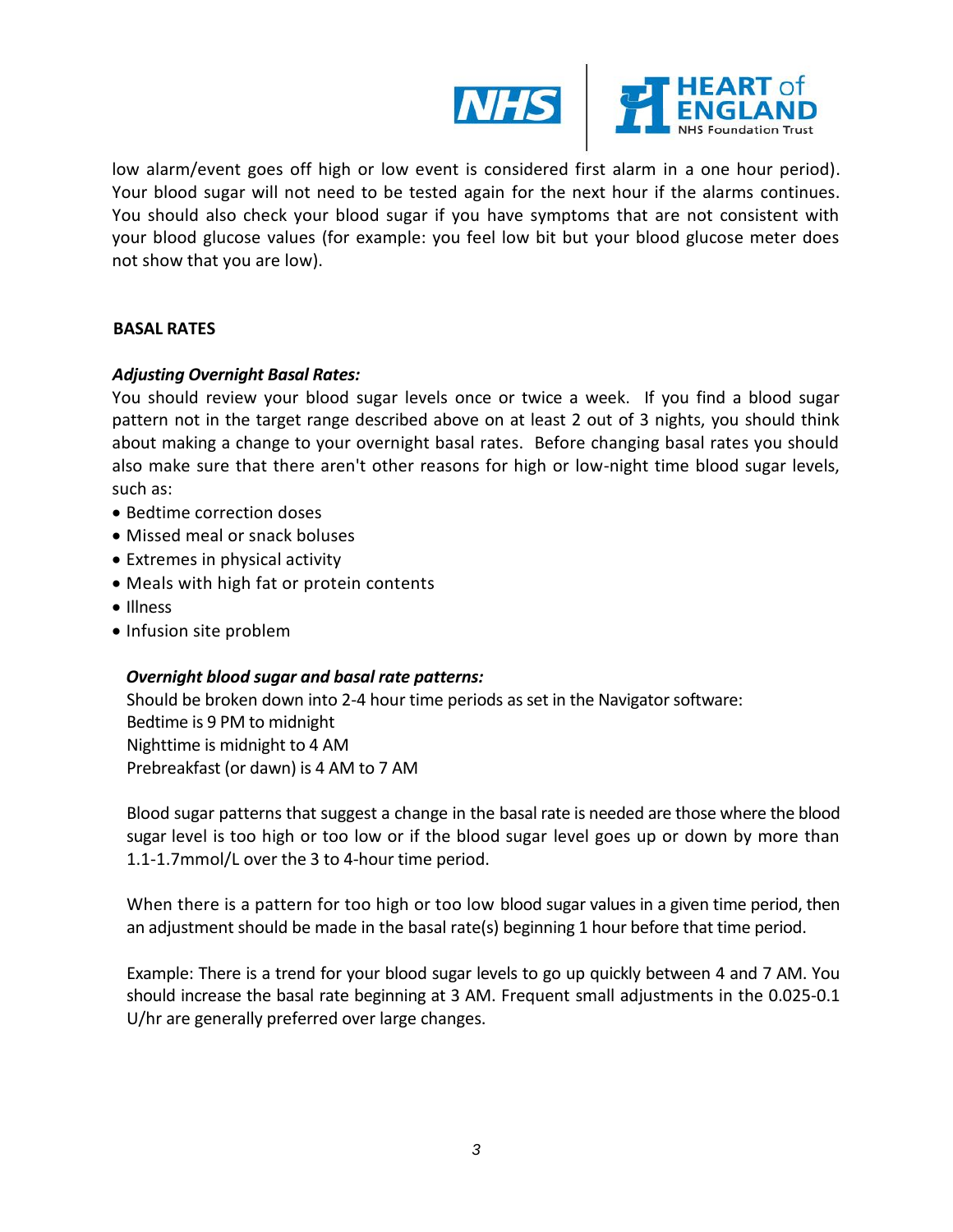low alarm/event goes off high or low event is considered first alarm in a one hour period). Your blood sugar will not need to be tested again for the next hour if the alarms continues. You should also check your blood sugar if you have symptoms that are not consistent with your blood glucose values (for example: you feel low bit but your blood glucose meter does not show that you are low).

**BASAL RATES**

***Adjusting Overnight Basal Rates:***

You should review your blood sugar levels once or twice a week. If you find a blood sugar pattern not in the target range described above on at least 2 out of 3 nights, you should think about making a change to your overnight basal rates. Before changing basal rates you should also make sure that there aren't other reasons for high or low-night time blood sugar levels, such as:

- Bedtime correction doses
- Missed meal or snack boluses
- Extremes in physical activity
- Meals with high fat or protein contents
- Illness
- Infusion site problem

***Overnight blood sugar and basal rate patterns:***

Should be broken down into 2-4 hour time periods as set in the Navigator software:
Bedtime is 9 PM to midnight
Nighttime is midnight to 4 AM
Prebreakfast (or dawn) is 4 AM to 7 AM

Blood sugar patterns that suggest a change in the basal rate is needed are those where the blood sugar level is too high or too low or if the blood sugar level goes up or down by more than 1.1-1.7mmol/L over the 3 to 4-hour time period.

When there is a pattern for too high or too low blood sugar values in a given time period, then an adjustment should be made in the basal rate(s) beginning 1 hour before that time period.

Example: There is a trend for your blood sugar levels to go up quickly between 4 and 7 AM. You should increase the basal rate beginning at 3 AM. Frequent small adjustments in the 0.025-0.1 U/hr are generally preferred over large changes.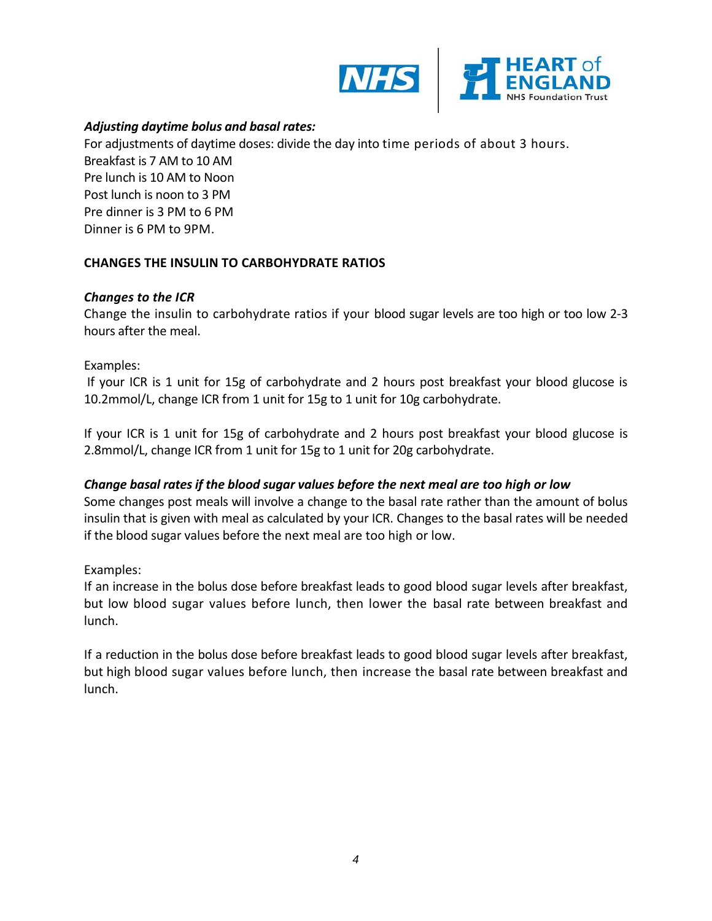***Adjusting daytime bolus and basal rates:***

For adjustments of daytime doses: divide the day into time periods of about 3 hours.
Breakfast is 7 AM to 10 AM
Pre lunch is 10 AM to Noon
Post lunch is noon to 3 PM
Pre dinner is 3 PM to 6 PM
Dinner is 6 PM to 9PM.

**CHANGES THE INSULIN TO CARBOHYDRATE RATIOS**

***Changes to the ICR***

Change the insulin to carbohydrate ratios if your blood sugar levels are too high or too low 2-3 hours after the meal.

Examples:

If your ICR is 1 unit for 15g of carbohydrate and 2 hours post breakfast your blood glucose is 10.2mmol/L, change ICR from 1 unit for 15g to 1 unit for 10g carbohydrate.

If your ICR is 1 unit for 15g of carbohydrate and 2 hours post breakfast your blood glucose is 2.8mmol/L, change ICR from 1 unit for 15g to 1 unit for 20g carbohydrate.

***Change basal rates if the blood sugar values before the next meal are too high or low***

Some changes post meals will involve a change to the basal rate rather than the amount of bolus insulin that is given with meal as calculated by your ICR. Changes to the basal rates will be needed if the blood sugar values before the next meal are too high or low.

Examples:

If an increase in the bolus dose before breakfast leads to good blood sugar levels after breakfast, but low blood sugar values before lunch, then lower the basal rate between breakfast and lunch.

If a reduction in the bolus dose before breakfast leads to good blood sugar levels after breakfast, but high blood sugar values before lunch, then increase the basal rate between breakfast and lunch.